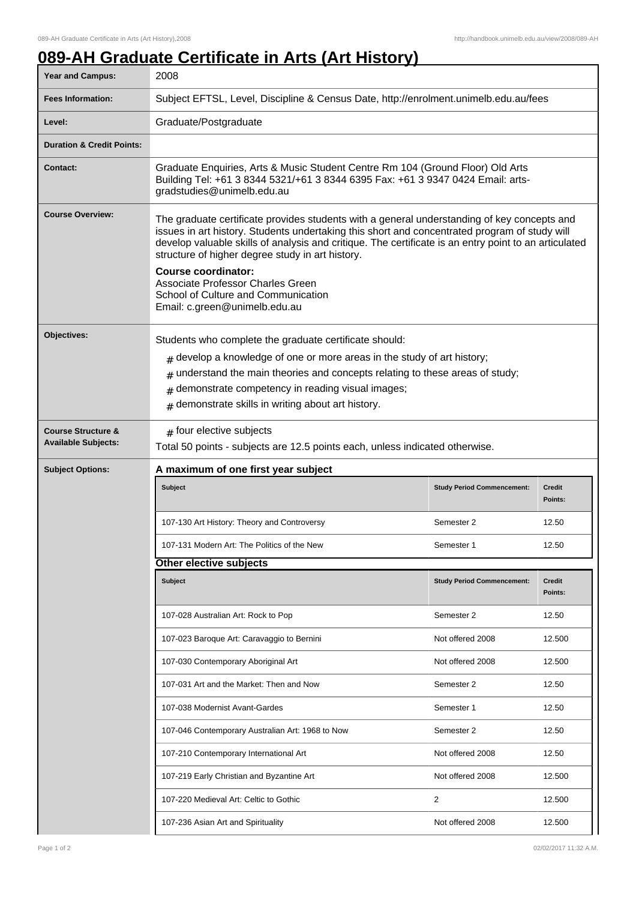# 089-AH Graduate Certificate in Arts (Art History)

| | |
|---|---|
| **Year and Campus:** | 2008 |
| **Fees Information:** | Subject EFTSL, Level, Discipline & Census Date, http://enrolment.unimelb.edu.au/fees |
| **Level:** | Graduate/Postgraduate |
| **Duration & Credit Points:** | |
| **Contact:** | Graduate Enquiries, Arts & Music Student Centre Rm 104 (Ground Floor) Old Arts Building Tel: +61 3 8344 5321/+61 3 8344 6395 Fax: +61 3 9347 0424 Email: arts-gradstudies@unimelb.edu.au |

**Course Overview:**

The graduate certificate provides students with a general understanding of key concepts and issues in art history. Students undertaking this short and concentrated program of study will develop valuable skills of analysis and critique. The certificate is an entry point to an articulated structure of higher degree study in art history.

**Course coordinator:**
Associate Professor Charles Green
School of Culture and Communication
Email: c.green@unimelb.edu.au

**Objectives:**

Students who complete the graduate certificate should:

- develop a knowledge of one or more areas in the study of art history;
- understand the main theories and concepts relating to these areas of study;
- demonstrate competency in reading visual images;
- demonstrate skills in writing about art history.

**Course Structure & Available Subjects:**

- four elective subjects

Total 50 points - subjects are 12.5 points each, unless indicated otherwise.

**Subject Options:**

### A maximum of one first year subject

| Subject | Study Period Commencement: | Credit Points: |
|---|---|---|
| 107-130 Art History: Theory and Controversy | Semester 2 | 12.50 |
| 107-131 Modern Art: The Politics of the New | Semester 1 | 12.50 |

### Other elective subjects

| Subject | Study Period Commencement: | Credit Points: |
|---|---|---|
| 107-028 Australian Art: Rock to Pop | Semester 2 | 12.50 |
| 107-023 Baroque Art: Caravaggio to Bernini | Not offered 2008 | 12.500 |
| 107-030 Contemporary Aboriginal Art | Not offered 2008 | 12.500 |
| 107-031 Art and the Market: Then and Now | Semester 2 | 12.50 |
| 107-038 Modernist Avant-Gardes | Semester 1 | 12.50 |
| 107-046 Contemporary Australian Art: 1968 to Now | Semester 2 | 12.50 |
| 107-210 Contemporary International Art | Not offered 2008 | 12.50 |
| 107-219 Early Christian and Byzantine Art | Not offered 2008 | 12.500 |
| 107-220 Medieval Art: Celtic to Gothic | 2 | 12.500 |
| 107-236 Asian Art and Spirituality | Not offered 2008 | 12.500 |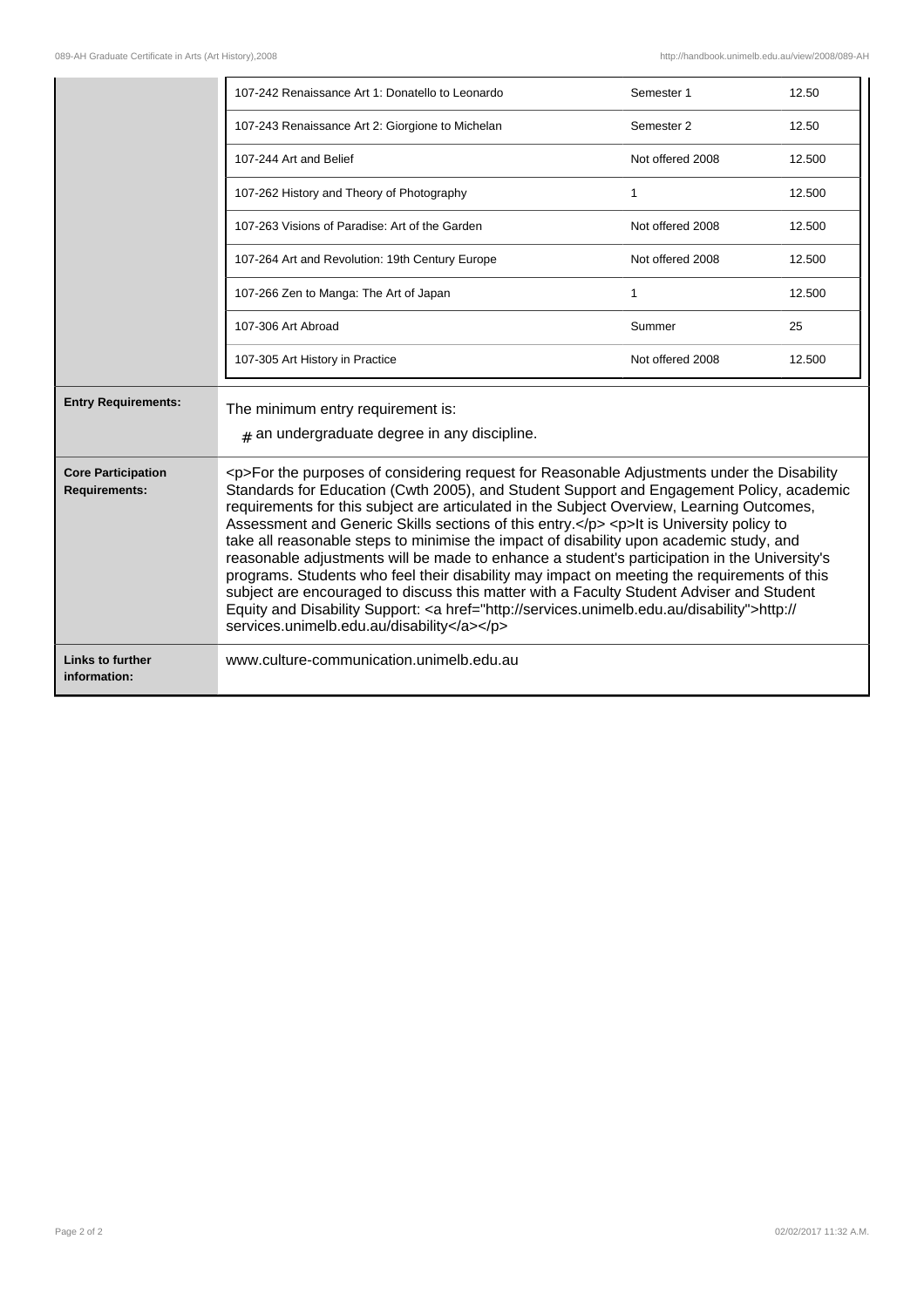| | | | |
|---|---|---|---|
| | 107-242 Renaissance Art 1: Donatello to Leonardo | Semester 1 | 12.50 |
| | 107-243 Renaissance Art 2: Giorgione to Michelan | Semester 2 | 12.50 |
| | 107-244 Art and Belief | Not offered 2008 | 12.500 |
| | 107-262 History and Theory of Photography | 1 | 12.500 |
| | 107-263 Visions of Paradise: Art of the Garden | Not offered 2008 | 12.500 |
| | 107-264 Art and Revolution: 19th Century Europe | Not offered 2008 | 12.500 |
| | 107-266 Zen to Manga: The Art of Japan | 1 | 12.500 |
| | 107-306 Art Abroad | Summer | 25 |
| | 107-305 Art History in Practice | Not offered 2008 | 12.500 |
| **Entry Requirements:** | The minimum entry requirement is: # an undergraduate degree in any discipline. | | |
| **Core Participation Requirements:** | <p>For the purposes of considering request for Reasonable Adjustments under the Disability Standards for Education (Cwth 2005), and Student Support and Engagement Policy, academic requirements for this subject are articulated in the Subject Overview, Learning Outcomes, Assessment and Generic Skills sections of this entry.</p> <p>It is University policy to take all reasonable steps to minimise the impact of disability upon academic study, and reasonable adjustments will be made to enhance a student's participation in the University's programs. Students who feel their disability may impact on meeting the requirements of this subject are encouraged to discuss this matter with a Faculty Student Adviser and Student Equity and Disability Support: <a href="http://services.unimelb.edu.au/disability">http://services.unimelb.edu.au/disability</a></p> | | |
| **Links to further information:** | www.culture-communication.unimelb.edu.au | | |